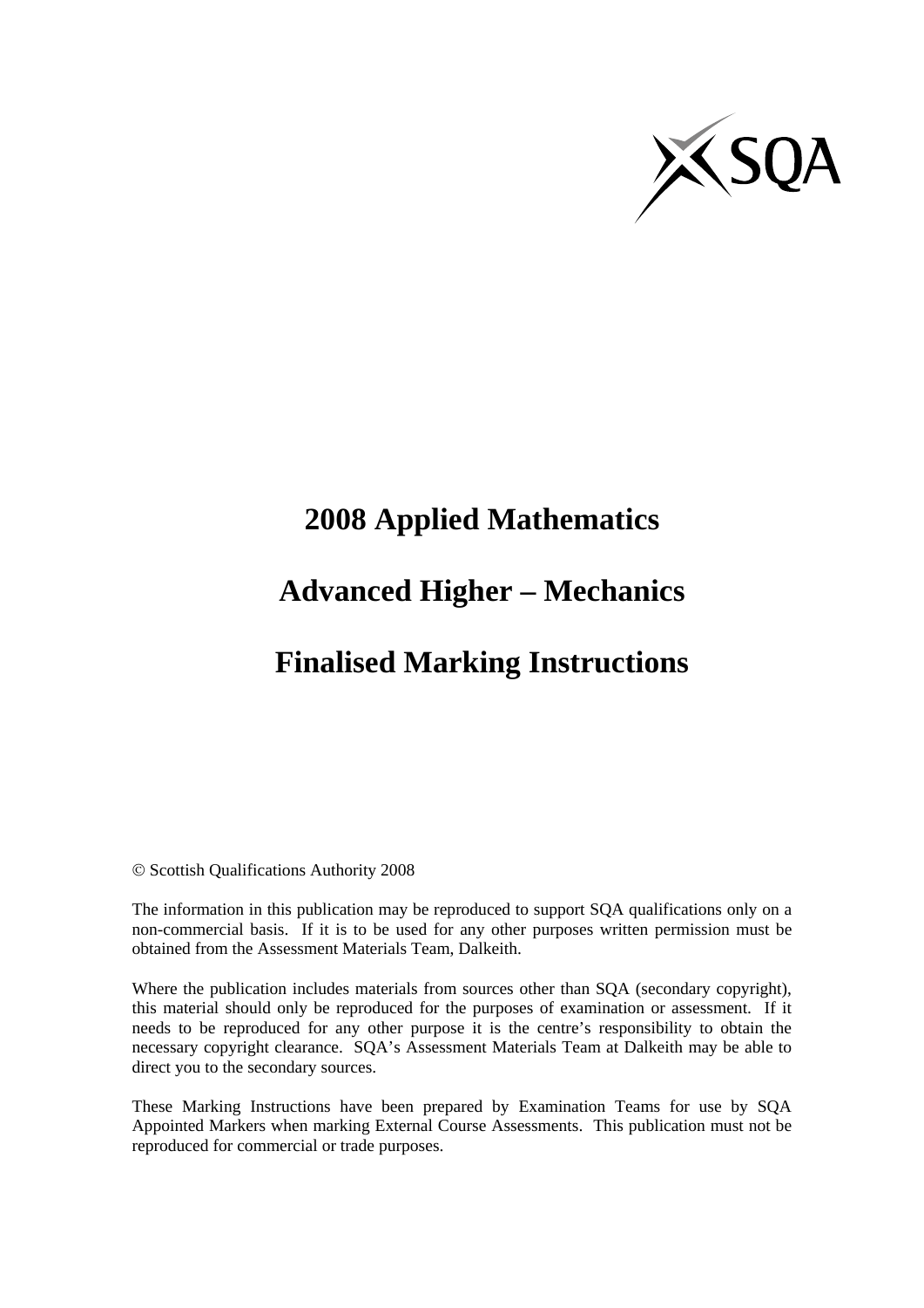# 2008 Applied Mathematics

# Advanced Higher – Mechanics

# Finalised Marking Instructions

© Scottish Qualifications Authority 2008

The information in this publication may be reproduced to support SQA qualifications only on a non-commercial basis. If it is to be used for any other purposes written permission must be obtained from the Assessment Materials Team, Dalkeith.

Where the publication includes materials from sources other than SQA (secondary copyright), this material should only be reproduced for the purposes of examination or assessment. If it needs to be reproduced for any other purpose it is the centre's responsibility to obtain the necessary copyright clearance. SQA's Assessment Materials Team at Dalkeith may be able to direct you to the secondary sources.

These Marking Instructions have been prepared by Examination Teams for use by SQA Appointed Markers when marking External Course Assessments. This publication must not be reproduced for commercial or trade purposes.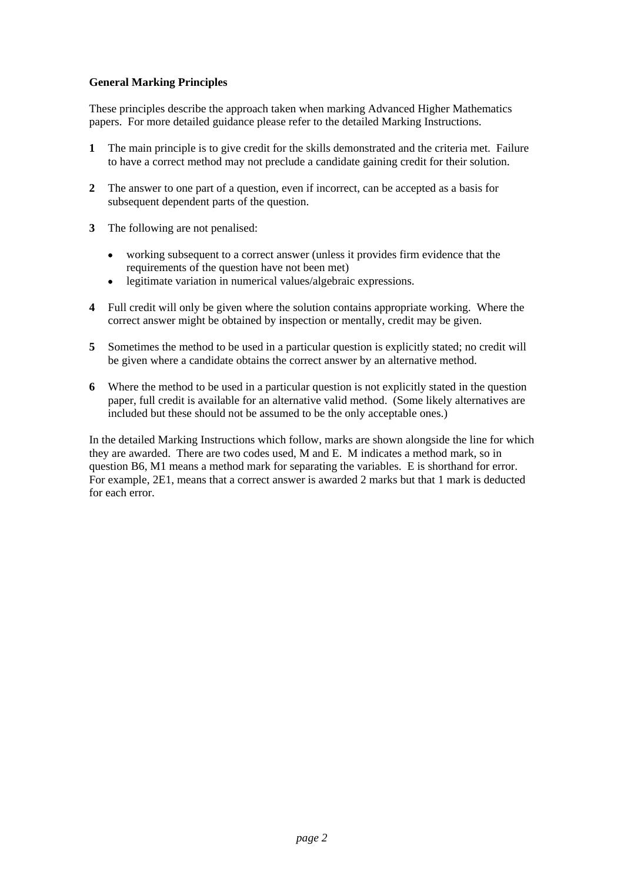**General Marking Principles**

These principles describe the approach taken when marking Advanced Higher Mathematics papers. For more detailed guidance please refer to the detailed Marking Instructions.

**1** The main principle is to give credit for the skills demonstrated and the criteria met. Failure to have a correct method may not preclude a candidate gaining credit for their solution.

**2** The answer to one part of a question, even if incorrect, can be accepted as a basis for subsequent dependent parts of the question.

**3** The following are not penalised:

- working subsequent to a correct answer (unless it provides firm evidence that the requirements of the question have not been met)
- legitimate variation in numerical values/algebraic expressions.

**4** Full credit will only be given where the solution contains appropriate working. Where the correct answer might be obtained by inspection or mentally, credit may be given.

**5** Sometimes the method to be used in a particular question is explicitly stated; no credit will be given where a candidate obtains the correct answer by an alternative method.

**6** Where the method to be used in a particular question is not explicitly stated in the question paper, full credit is available for an alternative valid method. (Some likely alternatives are included but these should not be assumed to be the only acceptable ones.)

In the detailed Marking Instructions which follow, marks are shown alongside the line for which they are awarded. There are two codes used, M and E. M indicates a method mark, so in question B6, M1 means a method mark for separating the variables. E is shorthand for error. For example, 2E1, means that a correct answer is awarded 2 marks but that 1 mark is deducted for each error.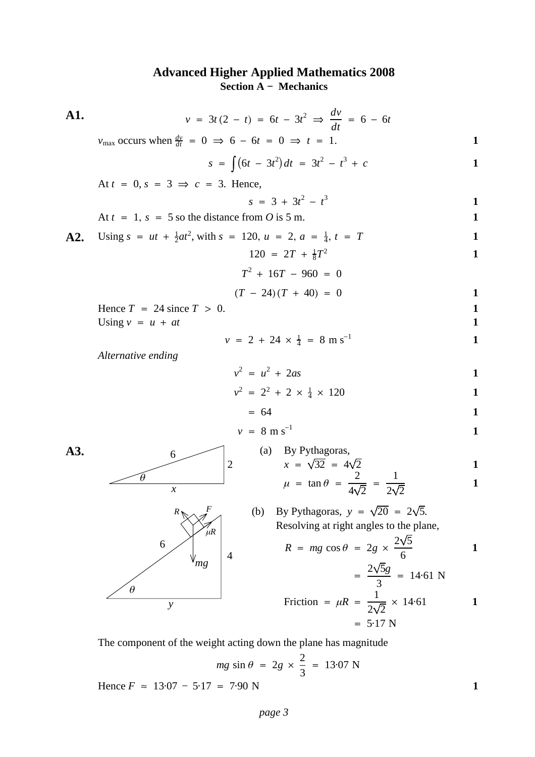# Advanced Higher Applied Mathematics 2008

## Section A − Mechanics

**A1.**

$$v = 3t(2 - t) = 6t - 3t^2 \Rightarrow \frac{dv}{dt} = 6 - 6t$$

$v_{\max}$ occurs when $\frac{dv}{dt} = 0 \Rightarrow 6 - 6t = 0 \Rightarrow t = 1.$ **1**

$$s = \int (6t - 3t^2)\,dt = 3t^2 - t^3 + c \quad \textbf{1}$$

At $t = 0, s = 3 \Rightarrow c = 3.$ Hence,

$$s = 3 + 3t^2 - t^3 \quad \textbf{1}$$

At $t = 1$, $s = 5$ so the distance from $O$ is 5 m. **1**

**A2.** Using $s = ut + \frac{1}{2}at^2$, with $s = 120,\ u = 2,\ a = \frac{1}{4},\ t = T$ **1**

$$120 = 2T + \tfrac{1}{8}T^2 \quad \textbf{1}$$

$$T^2 + 16T - 960 = 0$$

$$(T - 24)(T + 40) = 0 \quad \textbf{1}$$

Hence $T = 24$ since $T > 0.$ **1**

Using $v = u + at$ **1**

$$v = 2 + 24 \times \tfrac{1}{4} = 8 \text{ m s}^{-1} \quad \textbf{1}$$

*Alternative ending*

$$v^2 = u^2 + 2as \quad \textbf{1}$$

$$v^2 = 2^2 + 2 \times \tfrac{1}{4} \times 120 \quad \textbf{1}$$

$$= 64 \quad \textbf{1}$$

$$v = 8 \text{ m s}^{-1} \quad \textbf{1}$$

**A3.**

(Diagram: right-angled triangle with hypotenuse 6, vertical side 2, base $x$, angle $\theta$.)

(a) By Pythagoras,

$x = \sqrt{32} = 4\sqrt{2}$ **1**

$\mu = \tan\theta = \dfrac{2}{4\sqrt{2}} = \dfrac{1}{2\sqrt{2}}$ **1**

(Diagram: right-angled triangle with hypotenuse 6, vertical side 4, base $y$, angle $\theta$; block on slope with forces $R$, $F$, $\mu R$, $mg$.)

(b) By Pythagoras, $y = \sqrt{20} = 2\sqrt{5}.$

Resolving at right angles to the plane,

$$R = mg\cos\theta = 2g \times \frac{2\sqrt{5}}{6} \quad \textbf{1}$$

$$= \frac{2\sqrt{5}g}{3} = 14{\cdot}61 \text{ N}$$

$$\text{Friction} = \mu R = \frac{1}{2\sqrt{2}} \times 14{\cdot}61 \quad \textbf{1}$$

$$= 5{\cdot}17 \text{ N}$$

The component of the weight acting down the plane has magnitude

$$mg\sin\theta = 2g \times \frac{2}{3} = 13{\cdot}07 \text{ N}$$

Hence $F \approx 13{\cdot}07 - 5{\cdot}17 = 7{\cdot}90$ N **1**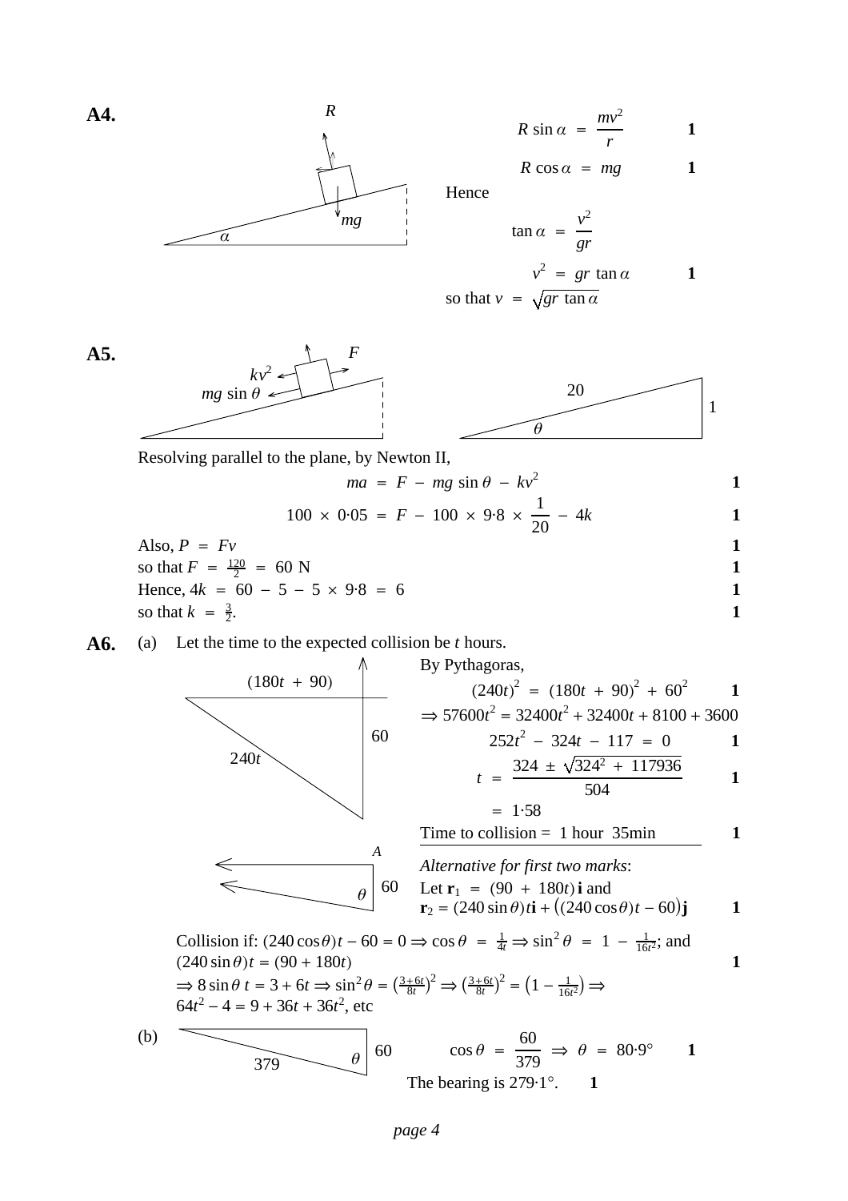**A4.**

$$R \sin\alpha = \frac{mv^2}{r} \qquad \mathbf{1}$$

$$R \cos\alpha = mg \qquad \mathbf{1}$$

Hence

$$\tan\alpha = \frac{v^2}{gr}$$

$$v^2 = gr \tan\alpha \qquad \mathbf{1}$$

so that $v = \sqrt{gr \tan\alpha}$

**A5.**

Resolving parallel to the plane, by Newton II,

$$ma = F - mg\sin\theta - kv^2 \qquad \mathbf{1}$$

$$100 \times 0{\cdot}05 = F - 100 \times 9{\cdot}8 \times \frac{1}{20} - 4k \qquad \mathbf{1}$$

Also, $P = Fv$ **1**

so that $F = \frac{120}{2} = 60$ N **1**

Hence, $4k = 60 - 5 - 5 \times 9{\cdot}8 = 6$ **1**

so that $k = \frac{3}{2}$. **1**

**A6.** (a) Let the time to the expected collision be $t$ hours.

By Pythagoras,

$$(240t)^2 = (180t + 90)^2 + 60^2 \qquad \mathbf{1}$$

$$\Rightarrow 57600t^2 = 32400t^2 + 32400t + 8100 + 3600$$

$$252t^2 - 324t - 117 = 0 \qquad \mathbf{1}$$

$$t = \frac{324 \pm \sqrt{324^2 + 117936}}{504} \qquad \mathbf{1}$$

$$= 1{\cdot}58$$

Time to collision = 1 hour 35min **1**

*Alternative for first two marks*:

Let $\mathbf{r}_1 = (90 + 180t)\,\mathbf{i}$ and

$\mathbf{r}_2 = (240\sin\theta)t\mathbf{i} + \big((240\cos\theta)t - 60\big)\mathbf{j}$ **1**

Collision if: $(240\cos\theta)t - 60 = 0 \Rightarrow \cos\theta = \frac{1}{4t} \Rightarrow \sin^2\theta = 1 - \frac{1}{16t^2}$; and $(240\sin\theta)t = (90 + 180t)$ **1**

$\Rightarrow 8\sin\theta\, t = 3 + 6t \Rightarrow \sin^2\theta = \left(\frac{3+6t}{8t}\right)^2 \Rightarrow \left(\frac{3+6t}{8t}\right)^2 = \left(1 - \frac{1}{16t^2}\right) \Rightarrow$
$64t^2 - 4 = 9 + 36t + 36t^2$, etc

(b)

$$\cos\theta = \frac{60}{379} \Rightarrow \theta = 80{\cdot}9° \qquad \mathbf{1}$$

The bearing is 279·1°. **1**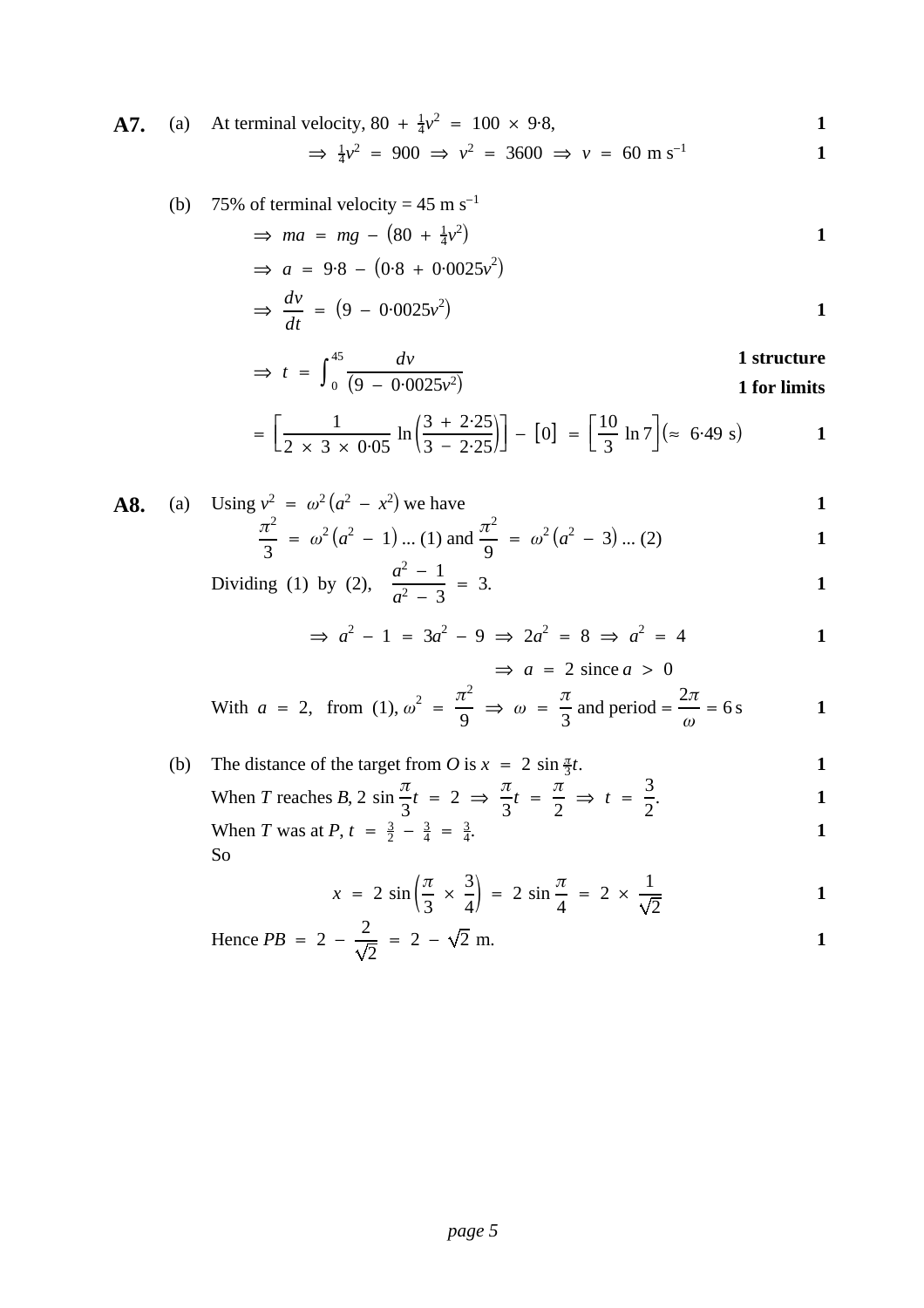**A7.** (a) At terminal velocity, $80 + \frac{1}{4}v^2 = 100 \times 9{\cdot}8$, **1**

$$\Rightarrow \tfrac{1}{4}v^2 = 900 \Rightarrow v^2 = 3600 \Rightarrow v = 60 \text{ m s}^{-1}$$ **1**

(b) 75% of terminal velocity = 45 m s$^{-1}$

$$\Rightarrow ma = mg - \left(80 + \tfrac{1}{4}v^2\right)$$ **1**

$$\Rightarrow a = 9{\cdot}8 - \left(0{\cdot}8 + 0{\cdot}0025v^2\right)$$

$$\Rightarrow \frac{dv}{dt} = \left(9 - 0{\cdot}0025v^2\right)$$ **1**

$$\Rightarrow t = \int_0^{45} \frac{dv}{\left(9 - 0{\cdot}0025v^2\right)}$$ **1 structure**

**1 for limits**

$$= \left[\frac{1}{2 \times 3 \times 0{\cdot}05} \ln\left(\frac{3 + 2{\cdot}25}{3 - 2{\cdot}25}\right)\right] - [0] = \left[\frac{10}{3}\ln 7\right] (\approx 6{\cdot}49 \text{ s})$$ **1**

**A8.** (a) Using $v^2 = \omega^2\left(a^2 - x^2\right)$ we have **1**

$$\frac{\pi^2}{3} = \omega^2\left(a^2 - 1\right) \text{ ... (1) and } \frac{\pi^2}{9} = \omega^2\left(a^2 - 3\right) \text{ ... (2)}$$ **1**

Dividing (1) by (2), $\dfrac{a^2 - 1}{a^2 - 3} = 3.$ **1**

$$\Rightarrow a^2 - 1 = 3a^2 - 9 \Rightarrow 2a^2 = 8 \Rightarrow a^2 = 4$$ **1**

$$\Rightarrow a = 2 \text{ since } a > 0$$

With $a = 2$, from (1), $\omega^2 = \dfrac{\pi^2}{9} \Rightarrow \omega = \dfrac{\pi}{3}$ and period $= \dfrac{2\pi}{\omega} = 6$ s **1**

(b) The distance of the target from $O$ is $x = 2\sin\frac{\pi}{3}t$. **1**

When $T$ reaches $B$, $2\sin\dfrac{\pi}{3}t = 2 \Rightarrow \dfrac{\pi}{3}t = \dfrac{\pi}{2} \Rightarrow t = \dfrac{3}{2}.$ **1**

When $T$ was at $P$, $t = \frac{3}{2} - \frac{3}{4} = \frac{3}{4}$. **1**

So

$$x = 2\sin\left(\frac{\pi}{3} \times \frac{3}{4}\right) = 2\sin\frac{\pi}{4} = 2 \times \frac{1}{\sqrt{2}}$$ **1**

Hence $PB = 2 - \dfrac{2}{\sqrt{2}} = 2 - \sqrt{2}$ m. **1**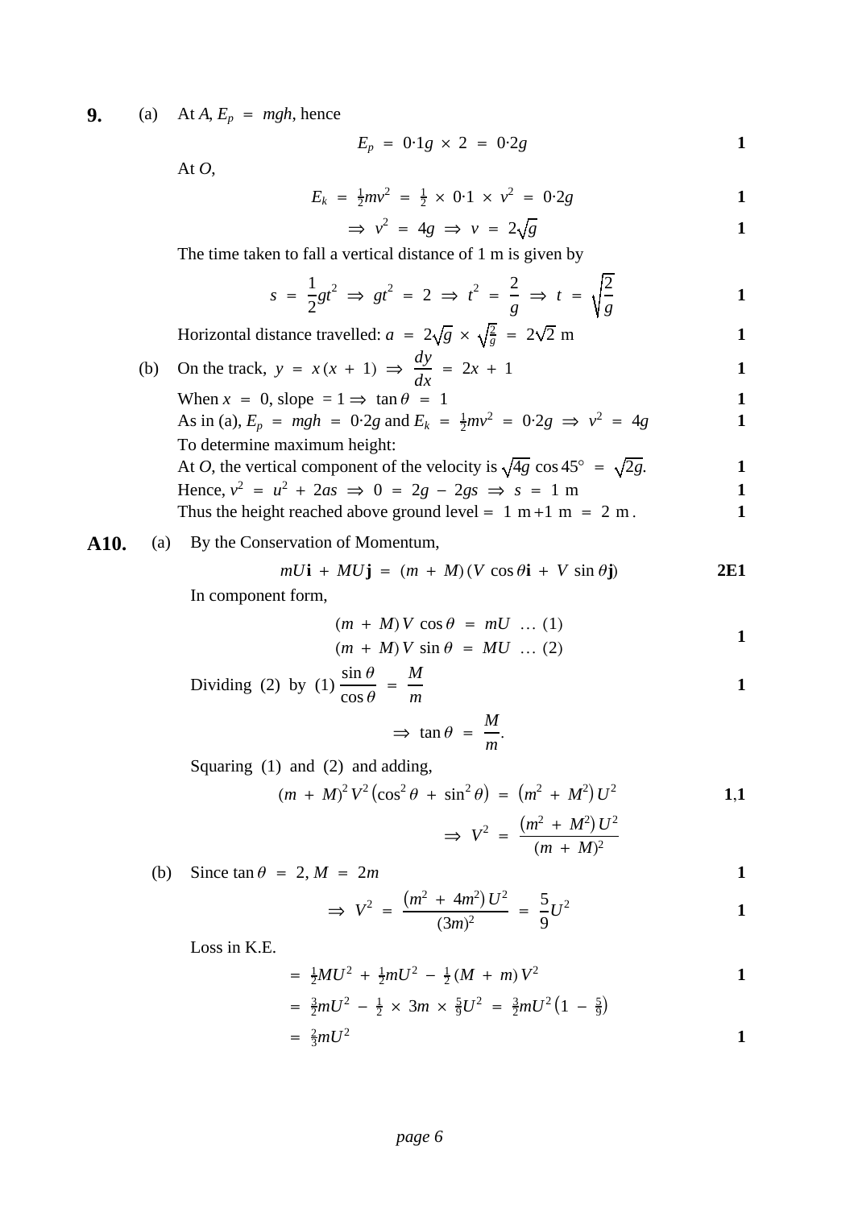**9.** (a) At $A$, $E_p = mgh$, hence

$$E_p = 0{\cdot}1g \times 2 = 0{\cdot}2g \qquad \mathbf{1}$$

At $O$,

$$E_k = \tfrac{1}{2}mv^2 = \tfrac{1}{2} \times 0{\cdot}1 \times v^2 = 0{\cdot}2g \qquad \mathbf{1}$$

$$\Rightarrow v^2 = 4g \Rightarrow v = 2\sqrt{g} \qquad \mathbf{1}$$

The time taken to fall a vertical distance of 1 m is given by

$$s = \frac{1}{2}gt^2 \Rightarrow gt^2 = 2 \Rightarrow t^2 = \frac{2}{g} \Rightarrow t = \sqrt{\frac{2}{g}} \qquad \mathbf{1}$$

Horizontal distance travelled: $a = 2\sqrt{g} \times \sqrt{\frac{2}{g}} = 2\sqrt{2}$ m **1**

(b) On the track, $y = x(x+1) \Rightarrow \dfrac{dy}{dx} = 2x + 1$ **1**

When $x = 0$, slope $= 1 \Rightarrow \tan\theta = 1$ **1**

As in (a), $E_p = mgh = 0{\cdot}2g$ and $E_k = \frac{1}{2}mv^2 = 0{\cdot}2g \Rightarrow v^2 = 4g$ **1**

To determine maximum height:

At $O$, the vertical component of the velocity is $\sqrt{4g}\cos 45^\circ = \sqrt{2g}$. **1**

Hence, $v^2 = u^2 + 2as \Rightarrow 0 = 2g - 2gs \Rightarrow s = 1$ m **1**

Thus the height reached above ground level $= 1\text{ m} + 1\text{ m} = 2\text{ m}$. **1**

**A10.** (a) By the Conservation of Momentum,

$$mU\mathbf{i} + MU\mathbf{j} = (m + M)(V\cos\theta\,\mathbf{i} + V\sin\theta\,\mathbf{j}) \qquad \mathbf{2E1}$$

In component form,

$$(m + M)V\cos\theta = mU \quad \dots (1)$$
$$(m + M)V\sin\theta = MU \quad \dots (2) \qquad \mathbf{1}$$

Dividing (2) by (1) $\dfrac{\sin\theta}{\cos\theta} = \dfrac{M}{m}$ **1**

$$\Rightarrow \tan\theta = \frac{M}{m}.$$

Squaring (1) and (2) and adding,

$$(m + M)^2 V^2 \left(\cos^2\theta + \sin^2\theta\right) = \left(m^2 + M^2\right)U^2 \qquad \mathbf{1,1}$$

$$\Rightarrow V^2 = \frac{\left(m^2 + M^2\right)U^2}{(m + M)^2}$$

(b) Since $\tan\theta = 2$, $M = 2m$ **1**

$$\Rightarrow V^2 = \frac{\left(m^2 + 4m^2\right)U^2}{(3m)^2} = \frac{5}{9}U^2 \qquad \mathbf{1}$$

Loss in K.E.

$$= \tfrac{1}{2}MU^2 + \tfrac{1}{2}mU^2 - \tfrac{1}{2}(M + m)V^2 \qquad \mathbf{1}$$

$$= \tfrac{3}{2}mU^2 - \tfrac{1}{2} \times 3m \times \tfrac{5}{9}U^2 = \tfrac{3}{2}mU^2\left(1 - \tfrac{5}{9}\right)$$

$$= \tfrac{2}{3}mU^2 \qquad \mathbf{1}$$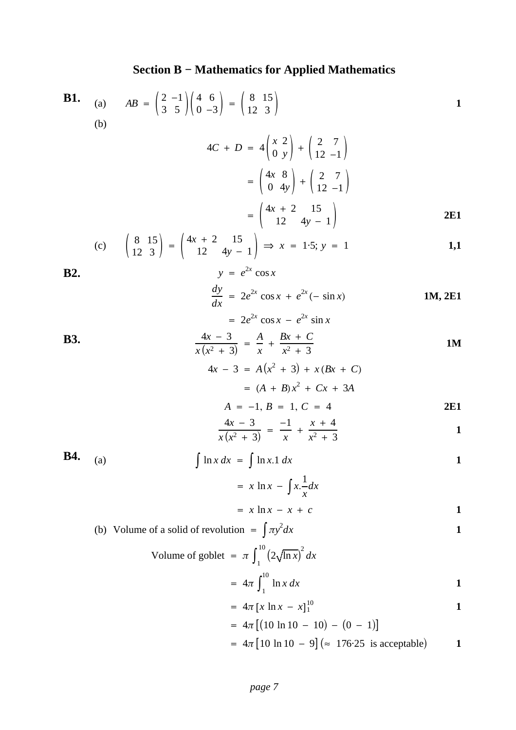## Section B − Mathematics for Applied Mathematics

**B1.** (a) $AB = \begin{pmatrix} 2 & -1 \\ 3 & 5 \end{pmatrix}\begin{pmatrix} 4 & 6 \\ 0 & -3 \end{pmatrix} = \begin{pmatrix} 8 & 15 \\ 12 & 3 \end{pmatrix}$ **1**

(b)

$$4C + D = 4\begin{pmatrix} x & 2 \\ 0 & y \end{pmatrix} + \begin{pmatrix} 2 & 7 \\ 12 & -1 \end{pmatrix}$$

$$= \begin{pmatrix} 4x & 8 \\ 0 & 4y \end{pmatrix} + \begin{pmatrix} 2 & 7 \\ 12 & -1 \end{pmatrix}$$

$$= \begin{pmatrix} 4x + 2 & 15 \\ 12 & 4y - 1 \end{pmatrix}$$ **2E1**

(c) $\begin{pmatrix} 8 & 15 \\ 12 & 3 \end{pmatrix} = \begin{pmatrix} 4x + 2 & 15 \\ 12 & 4y - 1 \end{pmatrix} \Rightarrow x = 1{\cdot}5;\ y = 1$ **1,1**

**B2.**

$$y = e^{2x}\cos x$$

$$\frac{dy}{dx} = 2e^{2x}\cos x + e^{2x}(-\sin x)$$ **1M, 2E1**

$$= 2e^{2x}\cos x - e^{2x}\sin x$$

**B3.**

$$\frac{4x - 3}{x(x^2 + 3)} = \frac{A}{x} + \frac{Bx + C}{x^2 + 3}$$ **1M**

$$4x - 3 = A(x^2 + 3) + x(Bx + C)$$

$$= (A + B)x^2 + Cx + 3A$$

$$A = -1,\ B = 1,\ C = 4$$ **2E1**

$$\frac{4x - 3}{x(x^2 + 3)} = \frac{-1}{x} + \frac{x + 4}{x^2 + 3}$$ **1**

**B4.** (a)

$$\int \ln x\, dx = \int \ln x . 1\, dx$$ **1**

$$= x \ln x - \int x . \frac{1}{x} dx$$

$$= x \ln x - x + c$$ **1**

(b) Volume of a solid of revolution $= \int \pi y^2 dx$ **1**

$$\text{Volume of goblet} = \pi \int_1^{10} \left(2\sqrt{\ln x}\right)^2 dx$$

$$= 4\pi \int_1^{10} \ln x\, dx$$ **1**

$$= 4\pi \left[x \ln x - x\right]_1^{10}$$ **1**

$$= 4\pi \left[(10 \ln 10 - 10) - (0 - 1)\right]$$

$$= 4\pi \left[10 \ln 10 - 9\right] \ (\approx\ 176{\cdot}25 \text{ is acceptable})$$ **1**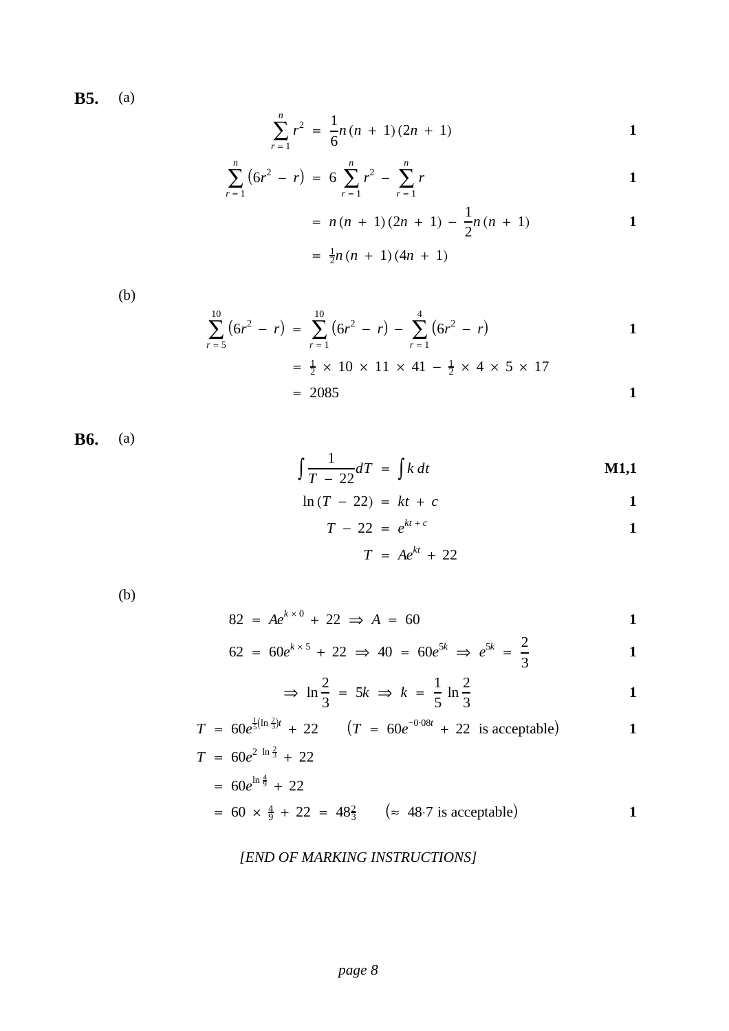**B5.** (a)

$$\sum_{r=1}^{n} r^2 = \frac{1}{6}n(n+1)(2n+1) \qquad \mathbf{1}$$

$$\sum_{r=1}^{n}\left(6r^2 - r\right) = 6\sum_{r=1}^{n} r^2 - \sum_{r=1}^{n} r \qquad \mathbf{1}$$

$$= n(n+1)(2n+1) - \frac{1}{2}n(n+1) \qquad \mathbf{1}$$

$$= \tfrac{1}{2}n(n+1)(4n+1)$$

(b)

$$\sum_{r=5}^{10}\left(6r^2 - r\right) = \sum_{r=1}^{10}\left(6r^2 - r\right) - \sum_{r=1}^{4}\left(6r^2 - r\right) \qquad \mathbf{1}$$

$$= \tfrac{1}{2} \times 10 \times 11 \times 41 - \tfrac{1}{2} \times 4 \times 5 \times 17$$

$$= 2085 \qquad \mathbf{1}$$

**B6.** (a)

$$\int \frac{1}{T - 22}\,dT = \int k\,dt \qquad \mathbf{M1,1}$$

$$\ln(T - 22) = kt + c \qquad \mathbf{1}$$

$$T - 22 = e^{kt + c} \qquad \mathbf{1}$$

$$T = Ae^{kt} + 22$$

(b)

$$82 = Ae^{k \times 0} + 22 \Rightarrow A = 60 \qquad \mathbf{1}$$

$$62 = 60e^{k \times 5} + 22 \Rightarrow 40 = 60e^{5k} \Rightarrow e^{5k} = \frac{2}{3} \qquad \mathbf{1}$$

$$\Rightarrow \ln\frac{2}{3} = 5k \Rightarrow k = \frac{1}{5}\ln\frac{2}{3} \qquad \mathbf{1}$$

$$T = 60e^{\frac{1}{5}(\ln\frac{2}{3})t} + 22 \qquad \left(T = 60e^{-0{\cdot}08t} + 22 \text{ is acceptable}\right) \qquad \mathbf{1}$$

$$T = 60e^{2\ln\frac{2}{3}} + 22$$

$$= 60e^{\ln\frac{4}{9}} + 22$$

$$= 60 \times \tfrac{4}{9} + 22 = 48\tfrac{2}{3} \qquad \left(\approx 48{\cdot}7 \text{ is acceptable}\right) \qquad \mathbf{1}$$

*[END OF MARKING INSTRUCTIONS]*